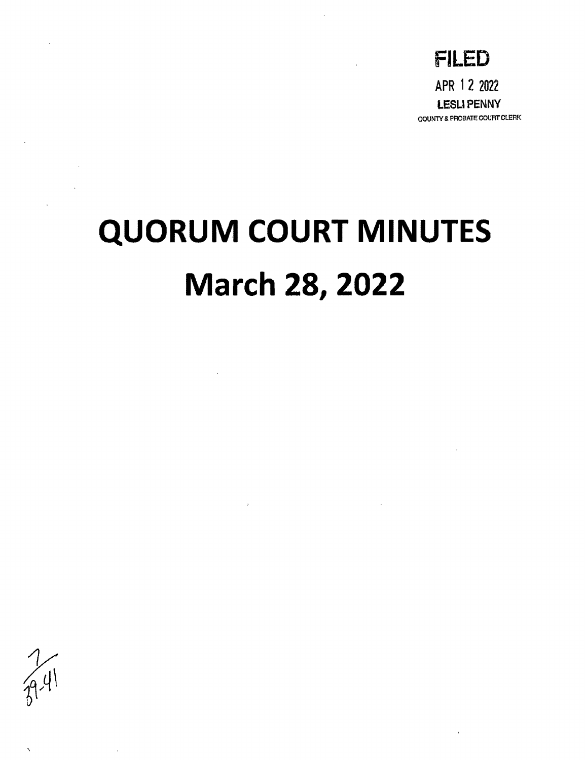FILED

APR 12 2022

LESLI PENNY

COUNTY & PROBATE COURT CLERK

# QUORUM COURT MINUTES

# March 28, 2022

7
39-41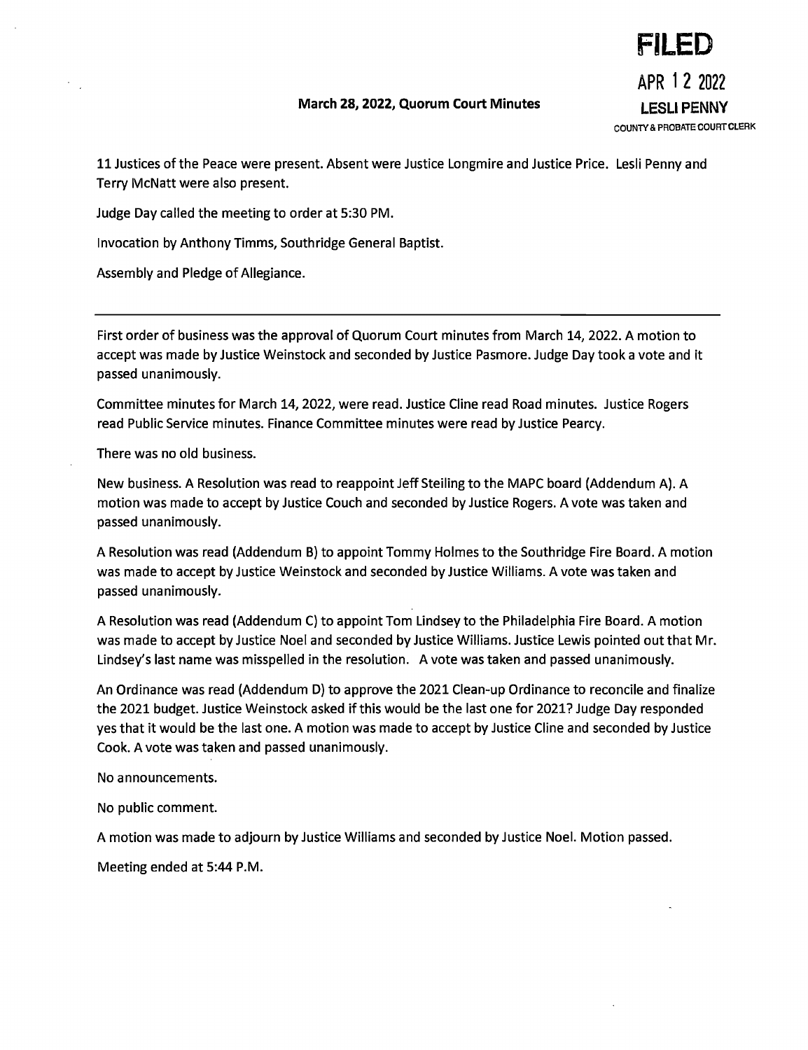**FILED**

**APR 12 2022**

**LESLI PENNY**

COUNTY & PROBATE COURT CLERK

**March 28, 2022, Quorum Court Minutes**

11 Justices of the Peace were present. Absent were Justice Longmire and Justice Price. Lesli Penny and Terry McNatt were also present.

Judge Day called the meeting to order at 5:30 PM.

Invocation by Anthony Timms, Southridge General Baptist.

Assembly and Pledge of Allegiance.

---

First order of business was the approval of Quorum Court minutes from March 14, 2022. A motion to accept was made by Justice Weinstock and seconded by Justice Pasmore. Judge Day took a vote and it passed unanimously.

Committee minutes for March 14, 2022, were read. Justice Cline read Road minutes. Justice Rogers read Public Service minutes. Finance Committee minutes were read by Justice Pearcy.

There was no old business.

New business. A Resolution was read to reappoint Jeff Steiling to the MAPC board (Addendum A). A motion was made to accept by Justice Couch and seconded by Justice Rogers. A vote was taken and passed unanimously.

A Resolution was read (Addendum B) to appoint Tommy Holmes to the Southridge Fire Board. A motion was made to accept by Justice Weinstock and seconded by Justice Williams. A vote was taken and passed unanimously.

A Resolution was read (Addendum C) to appoint Tom Lindsey to the Philadelphia Fire Board. A motion was made to accept by Justice Noel and seconded by Justice Williams. Justice Lewis pointed out that Mr. Lindsey's last name was misspelled in the resolution. A vote was taken and passed unanimously.

An Ordinance was read (Addendum D) to approve the 2021 Clean-up Ordinance to reconcile and finalize the 2021 budget. Justice Weinstock asked if this would be the last one for 2021? Judge Day responded yes that it would be the last one. A motion was made to accept by Justice Cline and seconded by Justice Cook. A vote was taken and passed unanimously.

No announcements.

No public comment.

A motion was made to adjourn by Justice Williams and seconded by Justice Noel. Motion passed.

Meeting ended at 5:44 P.M.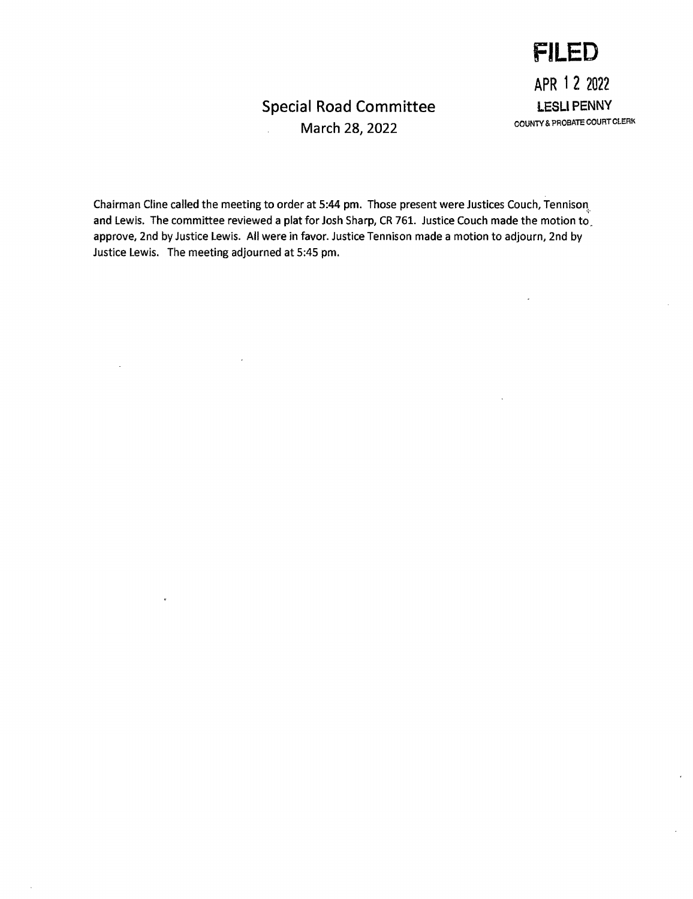**FILED**

APR 12 2022

LESLI PENNY

COUNTY & PROBATE COURT CLERK

# Special Road Committee

March 28, 2022

Chairman Cline called the meeting to order at 5:44 pm. Those present were Justices Couch, Tennison and Lewis. The committee reviewed a plat for Josh Sharp, CR 761. Justice Couch made the motion to approve, 2nd by Justice Lewis. All were in favor. Justice Tennison made a motion to adjourn, 2nd by Justice Lewis. The meeting adjourned at 5:45 pm.